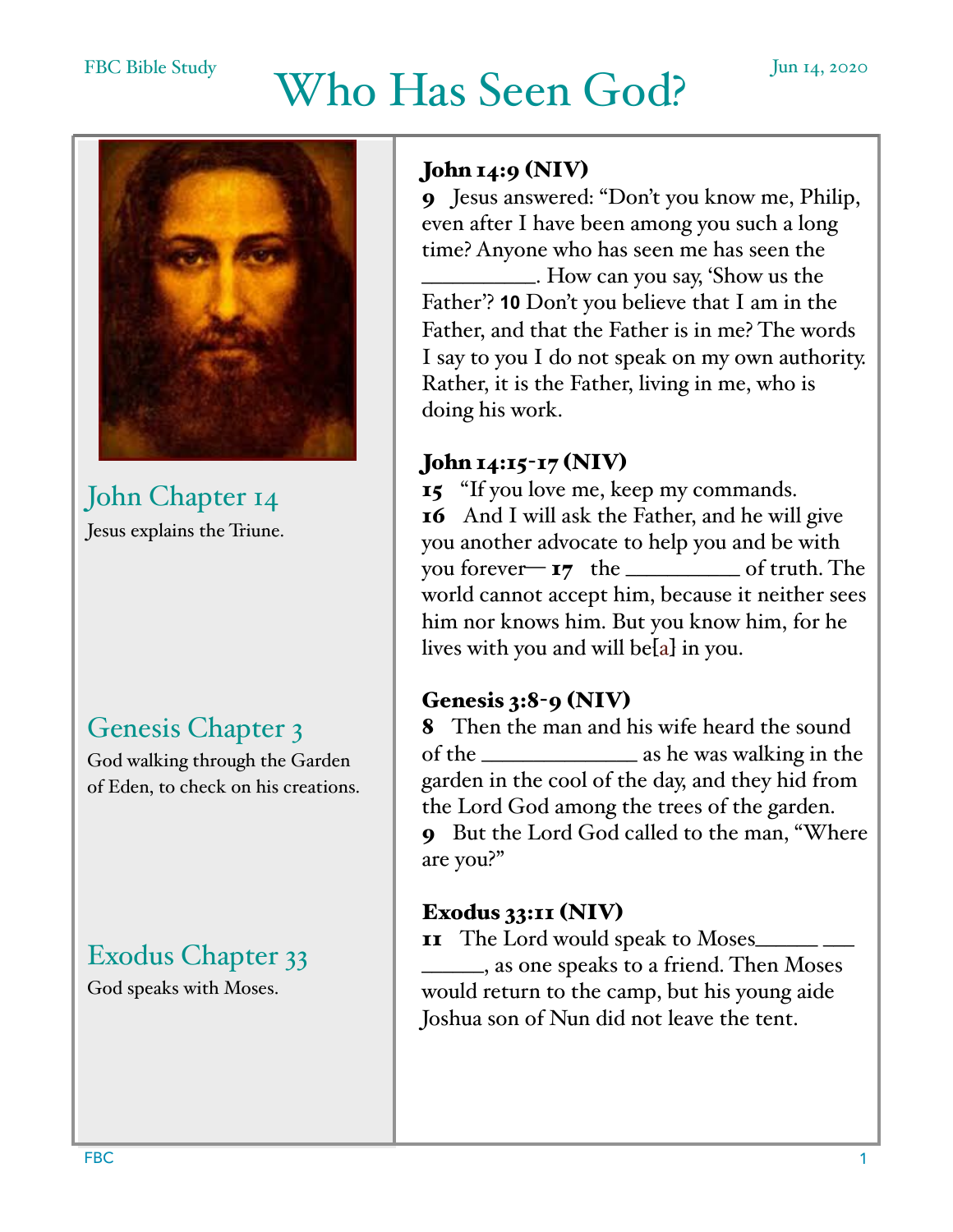FBC Bible Study

# Who Has Seen God?

Jun 14, 2020

## John Chapter 14

Jesus explains the Triune.

## Genesis Chapter 3

God walking through the Garden of Eden, to check on his creations.

## Exodus Chapter 33

God speaks with Moses.

**John 14:9 (NIV)**

**9** Jesus answered: “Don’t you know me, Philip, even after I have been among you such a long time? Anyone who has seen me has seen the __________. How can you say, ‘Show us the Father’? **10** Don’t you believe that I am in the Father, and that the Father is in me? The words I say to you I do not speak on my own authority. Rather, it is the Father, living in me, who is doing his work.

**John 14:15-17 (NIV)**

**15** “If you love me, keep my commands.
**16** And I will ask the Father, and he will give you another advocate to help you and be with you forever— **17** the __________ of truth. The world cannot accept him, because it neither sees him nor knows him. But you know him, for he lives with you and will be[a] in you.

**Genesis 3:8-9 (NIV)**

**8** Then the man and his wife heard the sound of the ______________ as he was walking in the garden in the cool of the day, and they hid from the Lord God among the trees of the garden.
**9** But the Lord God called to the man, “Where are you?”

**Exodus 33:11 (NIV)**

**11** The Lord would speak to Moses______ ___ ______, as one speaks to a friend. Then Moses would return to the camp, but his young aide Joshua son of Nun did not leave the tent.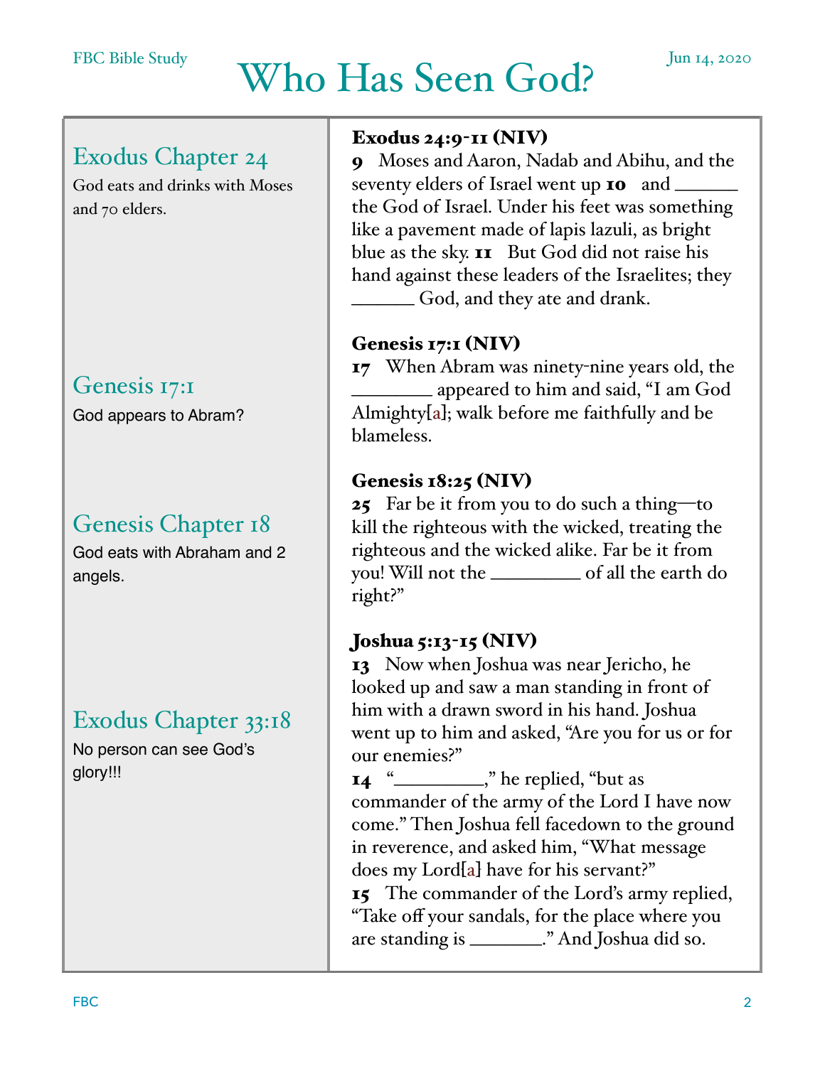FBC Bible Study

# Who Has Seen God?

Jun 14, 2020

## Exodus Chapter 24

God eats and drinks with Moses and 70 elders.

**Exodus 24:9-11 (NIV)**

**9** Moses and Aaron, Nadab and Abihu, and the seventy elders of Israel went up **10** and ______ the God of Israel. Under his feet was something like a pavement made of lapis lazuli, as bright blue as the sky. **11** But God did not raise his hand against these leaders of the Israelites; they ______ God, and they ate and drank.

## Genesis 17:1

God appears to Abram?

**Genesis 17:1 (NIV)**

**17** When Abram was ninety-nine years old, the ________ appeared to him and said, “I am God Almighty[a]; walk before me faithfully and be blameless.

## Genesis Chapter 18

God eats with Abraham and 2 angels.

**Genesis 18:25 (NIV)**

**25** Far be it from you to do such a thing—to kill the righteous with the wicked, treating the righteous and the wicked alike. Far be it from you! Will not the _________ of all the earth do right?”

## Exodus Chapter 33:18

No person can see God’s glory!!!

**Joshua 5:13-15 (NIV)**

**13** Now when Joshua was near Jericho, he looked up and saw a man standing in front of him with a drawn sword in his hand. Joshua went up to him and asked, “Are you for us or for our enemies?”

**14** “_________,” he replied, “but as commander of the army of the Lord I have now come.” Then Joshua fell facedown to the ground in reverence, and asked him, “What message does my Lord[a] have for his servant?”

**15** The commander of the Lord’s army replied, “Take off your sandals, for the place where you are standing is _______.” And Joshua did so.